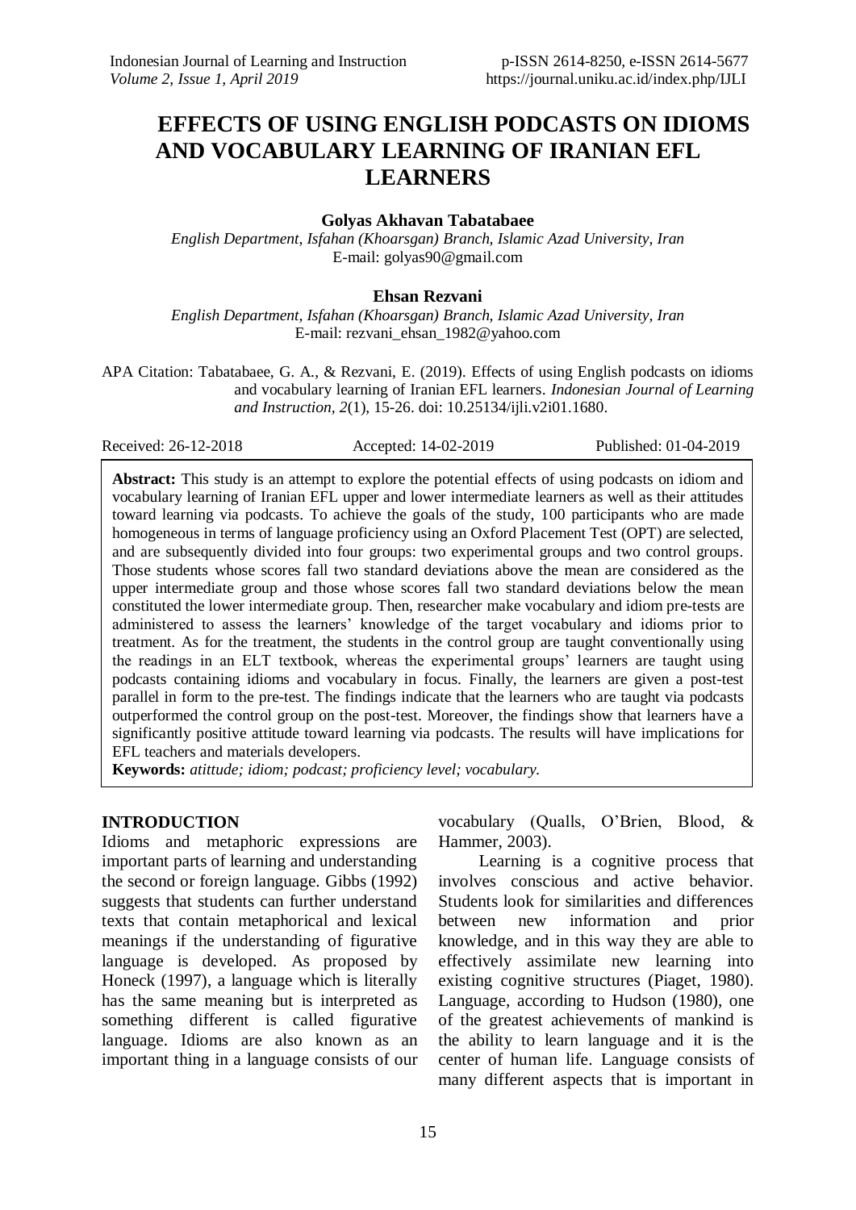# EFFECTS OF USING ENGLISH PODCASTS ON IDIOMS AND VOCABULARY LEARNING OF IRANIAN EFL LEARNERS

**Golyas Akhavan Tabatabaee**

*English Department, Isfahan (Khoarsgan) Branch, Islamic Azad University, Iran*
E-mail: golyas90@gmail.com

**Ehsan Rezvani**

*English Department, Isfahan (Khoarsgan) Branch, Islamic Azad University, Iran*
E-mail: rezvani_ehsan_1982@yahoo.com

APA Citation: Tabatabaee, G. A., & Rezvani, E. (2019). Effects of using English podcasts on idioms and vocabulary learning of Iranian EFL learners. *Indonesian Journal of Learning and Instruction, 2*(1), 15-26. doi: 10.25134/ijli.v2i01.1680.

Received: 26-12-2018 Accepted: 14-02-2019 Published: 01-04-2019

**Abstract:** This study is an attempt to explore the potential effects of using podcasts on idiom and vocabulary learning of Iranian EFL upper and lower intermediate learners as well as their attitudes toward learning via podcasts. To achieve the goals of the study, 100 participants who are made homogeneous in terms of language proficiency using an Oxford Placement Test (OPT) are selected, and are subsequently divided into four groups: two experimental groups and two control groups. Those students whose scores fall two standard deviations above the mean are considered as the upper intermediate group and those whose scores fall two standard deviations below the mean constituted the lower intermediate group. Then, researcher make vocabulary and idiom pre-tests are administered to assess the learners' knowledge of the target vocabulary and idioms prior to treatment. As for the treatment, the students in the control group are taught conventionally using the readings in an ELT textbook, whereas the experimental groups' learners are taught using podcasts containing idioms and vocabulary in focus. Finally, the learners are given a post-test parallel in form to the pre-test. The findings indicate that the learners who are taught via podcasts outperformed the control group on the post-test. Moreover, the findings show that learners have a significantly positive attitude toward learning via podcasts. The results will have implications for EFL teachers and materials developers.

**Keywords:** *atittude; idiom; podcast; proficiency level; vocabulary.*

## INTRODUCTION

Idioms and metaphoric expressions are important parts of learning and understanding the second or foreign language. Gibbs (1992) suggests that students can further understand texts that contain metaphorical and lexical meanings if the understanding of figurative language is developed. As proposed by Honeck (1997), a language which is literally has the same meaning but is interpreted as something different is called figurative language. Idioms are also known as an important thing in a language consists of our vocabulary (Qualls, O'Brien, Blood, & Hammer, 2003).

Learning is a cognitive process that involves conscious and active behavior. Students look for similarities and differences between new information and prior knowledge, and in this way they are able to effectively assimilate new learning into existing cognitive structures (Piaget, 1980). Language, according to Hudson (1980), one of the greatest achievements of mankind is the ability to learn language and it is the center of human life. Language consists of many different aspects that is important in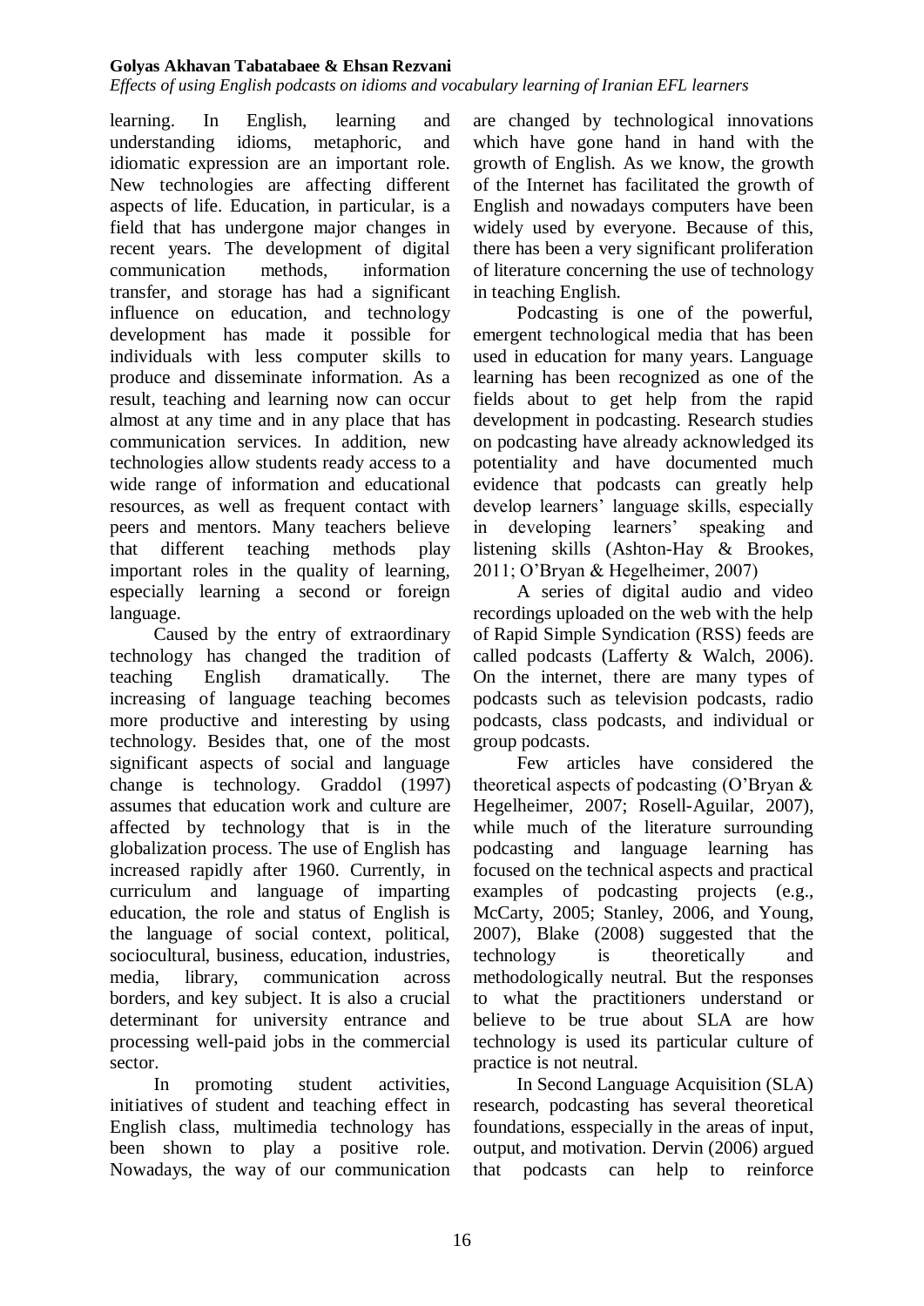learning. In English, learning and understanding idioms, metaphoric, and idiomatic expression are an important role. New technologies are affecting different aspects of life. Education, in particular, is a field that has undergone major changes in recent years. The development of digital communication methods, information transfer, and storage has had a significant influence on education, and technology development has made it possible for individuals with less computer skills to produce and disseminate information. As a result, teaching and learning now can occur almost at any time and in any place that has communication services. In addition, new technologies allow students ready access to a wide range of information and educational resources, as well as frequent contact with peers and mentors. Many teachers believe that different teaching methods play important roles in the quality of learning, especially learning a second or foreign language.

Caused by the entry of extraordinary technology has changed the tradition of teaching English dramatically. The increasing of language teaching becomes more productive and interesting by using technology. Besides that, one of the most significant aspects of social and language change is technology. Graddol (1997) assumes that education work and culture are affected by technology that is in the globalization process. The use of English has increased rapidly after 1960. Currently, in curriculum and language of imparting education, the role and status of English is the language of social context, political, sociocultural, business, education, industries, media, library, communication across borders, and key subject. It is also a crucial determinant for university entrance and processing well-paid jobs in the commercial sector.

In promoting student activities, initiatives of student and teaching effect in English class, multimedia technology has been shown to play a positive role. Nowadays, the way of our communication are changed by technological innovations which have gone hand in hand with the growth of English. As we know, the growth of the Internet has facilitated the growth of English and nowadays computers have been widely used by everyone. Because of this, there has been a very significant proliferation of literature concerning the use of technology in teaching English.

Podcasting is one of the powerful, emergent technological media that has been used in education for many years. Language learning has been recognized as one of the fields about to get help from the rapid development in podcasting. Research studies on podcasting have already acknowledged its potentiality and have documented much evidence that podcasts can greatly help develop learners' language skills, especially in developing learners' speaking and listening skills (Ashton-Hay & Brookes, 2011; O'Bryan & Hegelheimer, 2007)

A series of digital audio and video recordings uploaded on the web with the help of Rapid Simple Syndication (RSS) feeds are called podcasts (Lafferty & Walch, 2006). On the internet, there are many types of podcasts such as television podcasts, radio podcasts, class podcasts, and individual or group podcasts.

Few articles have considered the theoretical aspects of podcasting (O'Bryan & Hegelheimer, 2007; Rosell-Aguilar, 2007), while much of the literature surrounding podcasting and language learning has focused on the technical aspects and practical examples of podcasting projects (e.g., McCarty, 2005; Stanley, 2006, and Young, 2007), Blake (2008) suggested that the technology is theoretically and methodologically neutral. But the responses to what the practitioners understand or believe to be true about SLA are how technology is used its particular culture of practice is not neutral.

In Second Language Acquisition (SLA) research, podcasting has several theoretical foundations, esspecially in the areas of input, output, and motivation. Dervin (2006) argued that podcasts can help to reinforce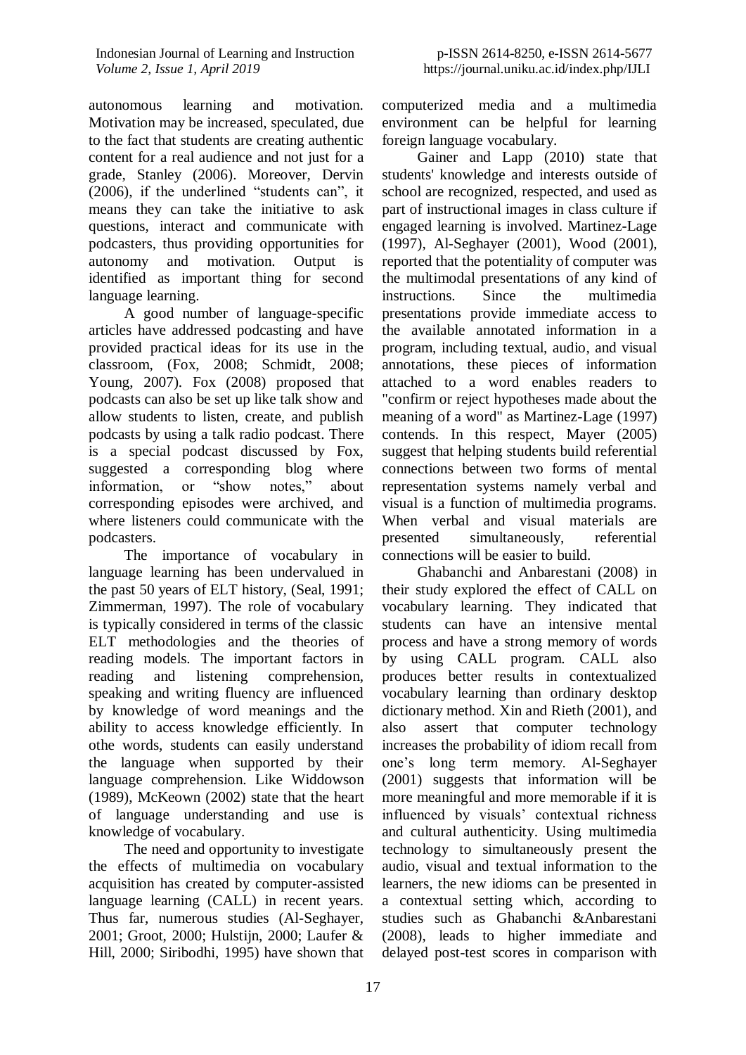autonomous learning and motivation. Motivation may be increased, speculated, due to the fact that students are creating authentic content for a real audience and not just for a grade, Stanley (2006). Moreover, Dervin (2006), if the underlined "students can", it means they can take the initiative to ask questions, interact and communicate with podcasters, thus providing opportunities for autonomy and motivation. Output is identified as important thing for second language learning.

A good number of language-specific articles have addressed podcasting and have provided practical ideas for its use in the classroom, (Fox, 2008; Schmidt, 2008; Young, 2007). Fox (2008) proposed that podcasts can also be set up like talk show and allow students to listen, create, and publish podcasts by using a talk radio podcast. There is a special podcast discussed by Fox, suggested a corresponding blog where information, or "show notes," about corresponding episodes were archived, and where listeners could communicate with the podcasters.

The importance of vocabulary in language learning has been undervalued in the past 50 years of ELT history, (Seal, 1991; Zimmerman, 1997). The role of vocabulary is typically considered in terms of the classic ELT methodologies and the theories of reading models. The important factors in reading and listening comprehension, speaking and writing fluency are influenced by knowledge of word meanings and the ability to access knowledge efficiently. In othe words, students can easily understand the language when supported by their language comprehension. Like Widdowson (1989), McKeown (2002) state that the heart of language understanding and use is knowledge of vocabulary.

The need and opportunity to investigate the effects of multimedia on vocabulary acquisition has created by computer-assisted language learning (CALL) in recent years. Thus far, numerous studies (Al-Seghayer, 2001; Groot, 2000; Hulstijn, 2000; Laufer & Hill, 2000; Siribodhi, 1995) have shown that computerized media and a multimedia environment can be helpful for learning foreign language vocabulary.

Gainer and Lapp (2010) state that students' knowledge and interests outside of school are recognized, respected, and used as part of instructional images in class culture if engaged learning is involved. Martinez-Lage (1997), Al-Seghayer (2001), Wood (2001), reported that the potentiality of computer was the multimodal presentations of any kind of instructions. Since the multimedia presentations provide immediate access to the available annotated information in a program, including textual, audio, and visual annotations, these pieces of information attached to a word enables readers to "confirm or reject hypotheses made about the meaning of a word" as Martinez-Lage (1997) contends. In this respect, Mayer (2005) suggest that helping students build referential connections between two forms of mental representation systems namely verbal and visual is a function of multimedia programs. When verbal and visual materials are presented simultaneously, referential connections will be easier to build.

Ghabanchi and Anbarestani (2008) in their study explored the effect of CALL on vocabulary learning. They indicated that students can have an intensive mental process and have a strong memory of words by using CALL program. CALL also produces better results in contextualized vocabulary learning than ordinary desktop dictionary method. Xin and Rieth (2001), and also assert that computer technology increases the probability of idiom recall from one's long term memory. Al-Seghayer (2001) suggests that information will be more meaningful and more memorable if it is influenced by visuals' contextual richness and cultural authenticity. Using multimedia technology to simultaneously present the audio, visual and textual information to the learners, the new idioms can be presented in a contextual setting which, according to studies such as Ghabanchi &Anbarestani (2008), leads to higher immediate and delayed post-test scores in comparison with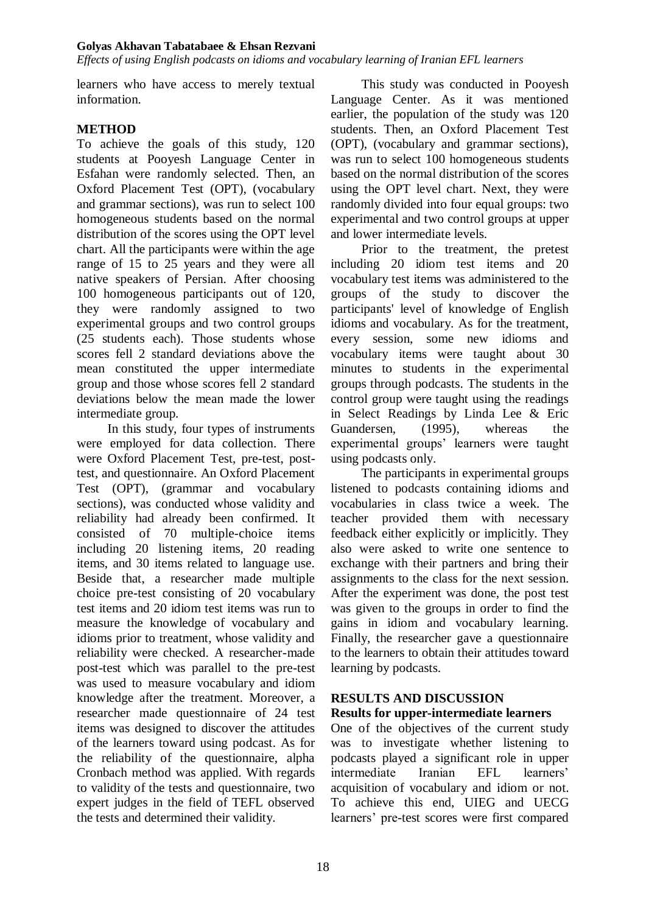learners who have access to merely textual information.

## METHOD

To achieve the goals of this study, 120 students at Pooyesh Language Center in Esfahan were randomly selected. Then, an Oxford Placement Test (OPT), (vocabulary and grammar sections), was run to select 100 homogeneous students based on the normal distribution of the scores using the OPT level chart. All the participants were within the age range of 15 to 25 years and they were all native speakers of Persian. After choosing 100 homogeneous participants out of 120, they were randomly assigned to two experimental groups and two control groups (25 students each). Those students whose scores fell 2 standard deviations above the mean constituted the upper intermediate group and those whose scores fell 2 standard deviations below the mean made the lower intermediate group.

In this study, four types of instruments were employed for data collection. There were Oxford Placement Test, pre-test, post-test, and questionnaire. An Oxford Placement Test (OPT), (grammar and vocabulary sections), was conducted whose validity and reliability had already been confirmed. It consisted of 70 multiple-choice items including 20 listening items, 20 reading items, and 30 items related to language use. Beside that, a researcher made multiple choice pre-test consisting of 20 vocabulary test items and 20 idiom test items was run to measure the knowledge of vocabulary and idioms prior to treatment, whose validity and reliability were checked. A researcher-made post-test which was parallel to the pre-test was used to measure vocabulary and idiom knowledge after the treatment. Moreover, a researcher made questionnaire of 24 test items was designed to discover the attitudes of the learners toward using podcast. As for the reliability of the questionnaire, alpha Cronbach method was applied. With regards to validity of the tests and questionnaire, two expert judges in the field of TEFL observed the tests and determined their validity.

This study was conducted in Pooyesh Language Center. As it was mentioned earlier, the population of the study was 120 students. Then, an Oxford Placement Test (OPT), (vocabulary and grammar sections), was run to select 100 homogeneous students based on the normal distribution of the scores using the OPT level chart. Next, they were randomly divided into four equal groups: two experimental and two control groups at upper and lower intermediate levels.

Prior to the treatment, the pretest including 20 idiom test items and 20 vocabulary test items was administered to the groups of the study to discover the participants' level of knowledge of English idioms and vocabulary. As for the treatment, every session, some new idioms and vocabulary items were taught about 30 minutes to students in the experimental groups through podcasts. The students in the control group were taught using the readings in Select Readings by Linda Lee & Eric Guandersen, (1995), whereas the experimental groups' learners were taught using podcasts only.

The participants in experimental groups listened to podcasts containing idioms and vocabularies in class twice a week. The teacher provided them with necessary feedback either explicitly or implicitly. They also were asked to write one sentence to exchange with their partners and bring their assignments to the class for the next session. After the experiment was done, the post test was given to the groups in order to find the gains in idiom and vocabulary learning. Finally, the researcher gave a questionnaire to the learners to obtain their attitudes toward learning by podcasts.

## RESULTS AND DISCUSSION

### Results for upper-intermediate learners

One of the objectives of the current study was to investigate whether listening to podcasts played a significant role in upper intermediate Iranian EFL learners' acquisition of vocabulary and idiom or not. To achieve this end, UIEG and UECG learners' pre-test scores were first compared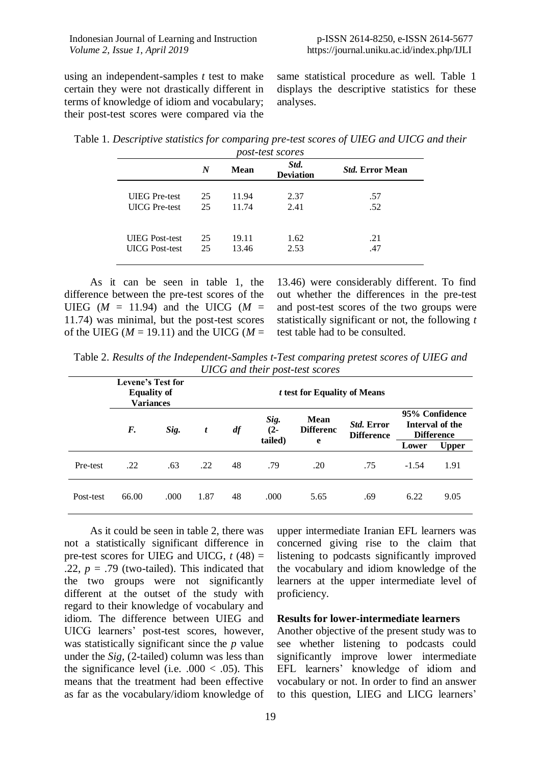using an independent-samples *t* test to make certain they were not drastically different in terms of knowledge of idiom and vocabulary; their post-test scores were compared via the same statistical procedure as well. Table 1 displays the descriptive statistics for these analyses.

Table 1. *Descriptive statistics for comparing pre-test scores of UIEG and UICG and their post-test scores*

| | *N* | Mean | *Std.* Deviation | *Std.* Error Mean |
|---|---|---|---|---|
| UIEG Pre-test | 25 | 11.94 | 2.37 | .57 |
| UICG Pre-test | 25 | 11.74 | 2.41 | .52 |
| UIEG Post-test | 25 | 19.11 | 1.62 | .21 |
| UICG Post-test | 25 | 13.46 | 2.53 | .47 |

As it can be seen in table 1, the difference between the pre-test scores of the UIEG ($M$ = 11.94) and the UICG ($M$ = 11.74) was minimal, but the post-test scores of the UIEG ($M$ = 19.11) and the UICG ($M$ = 13.46) were considerably different. To find out whether the differences in the pre-test and post-test scores of the two groups were statistically significant or not, the following *t* test table had to be consulted.

Table 2. *Results of the Independent-Samples t-Test comparing pretest scores of UIEG and UICG and their post-test scores*

| | Levene's Test for Equality of Variances | | *t* test for Equality of Means | | | | | | |
|---|---|---|---|---|---|---|---|---|---|
| | *F.* | *Sig.* | *t* | *df* | *Sig.* (2-tailed) | Mean Difference | *Std.* Error Difference | 95% Confidence Interval of the Difference | |
| | | | | | | | | Lower | Upper |
| Pre-test | .22 | .63 | .22 | 48 | .79 | .20 | .75 | -1.54 | 1.91 |
| Post-test | 66.00 | .000 | 1.87 | 48 | .000 | 5.65 | .69 | 6.22 | 9.05 |

As it could be seen in table 2, there was not a statistically significant difference in pre-test scores for UIEG and UICG, $t$ (48) = .22, $p$ = .79 (two-tailed). This indicated that the two groups were not significantly different at the outset of the study with regard to their knowledge of vocabulary and idiom. The difference between UIEG and UICG learners' post-test scores, however, was statistically significant since the *p* value under the *Sig,* (2-tailed) column was less than the significance level (i.e. .000 < .05). This means that the treatment had been effective as far as the vocabulary/idiom knowledge of upper intermediate Iranian EFL learners was concerned giving rise to the claim that listening to podcasts significantly improved the vocabulary and idiom knowledge of the learners at the upper intermediate level of proficiency.

**Results for lower-intermediate learners**

Another objective of the present study was to see whether listening to podcasts could significantly improve lower intermediate EFL learners' knowledge of idiom and vocabulary or not. In order to find an answer to this question, LIEG and LICG learners'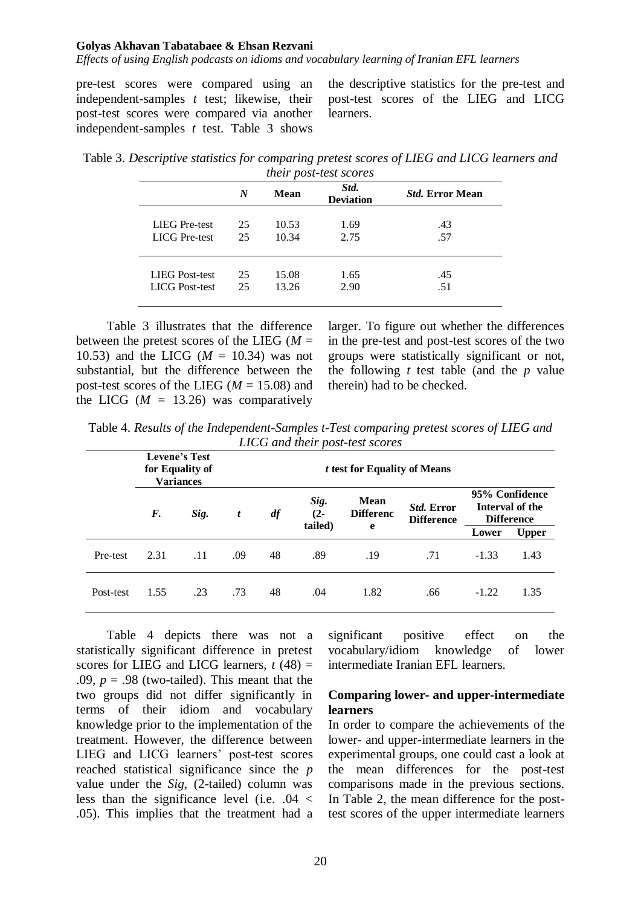pre-test scores were compared using an independent-samples *t* test; likewise, their post-test scores were compared via another independent-samples *t* test. Table 3 shows the descriptive statistics for the pre-test and post-test scores of the LIEG and LICG learners.

Table 3. *Descriptive statistics for comparing pretest scores of LIEG and LICG learners and their post-test scores*

| | *N* | Mean | *Std. Deviation* | *Std.* Error Mean |
|---|---|---|---|---|
| LIEG Pre-test | 25 | 10.53 | 1.69 | .43 |
| LICG Pre-test | 25 | 10.34 | 2.75 | .57 |
| LIEG Post-test | 25 | 15.08 | 1.65 | .45 |
| LICG Post-test | 25 | 13.26 | 2.90 | .51 |

Table 3 illustrates that the difference between the pretest scores of the LIEG ($M$ = 10.53) and the LICG ($M$ = 10.34) was not substantial, but the difference between the post-test scores of the LIEG ($M$ = 15.08) and the LICG ($M$ = 13.26) was comparatively larger. To figure out whether the differences in the pre-test and post-test scores of the two groups were statistically significant or not, the following *t* test table (and the *p* value therein) had to be checked.

Table 4. *Results of the Independent-Samples t-Test comparing pretest scores of LIEG and LICG and their post-test scores*

| | Levene's Test for Equality of Variances | | *t* test for Equality of Means | | | | | | |
|---|---|---|---|---|---|---|---|---|---|
| | *F.* | *Sig.* | *t* | *df* | *Sig.* (2-tailed) | Mean Difference | *Std.* Error Difference | 95% Confidence Interval of the Difference | |
| | | | | | | | | Lower | Upper |
| Pre-test | 2.31 | .11 | .09 | 48 | .89 | .19 | .71 | -1.33 | 1.43 |
| Post-test | 1.55 | .23 | .73 | 48 | .04 | 1.82 | .66 | -1.22 | 1.35 |

Table 4 depicts there was not a statistically significant difference in pretest scores for LIEG and LICG learners, $t$ (48) = .09, $p$ = .98 (two-tailed). This meant that the two groups did not differ significantly in terms of their idiom and vocabulary knowledge prior to the implementation of the treatment. However, the difference between LIEG and LICG learners' post-test scores reached statistical significance since the *p* value under the *Sig*, (2-tailed) column was less than the significance level (i.e. .04 < .05). This implies that the treatment had a significant positive effect on the vocabulary/idiom knowledge of lower intermediate Iranian EFL learners.

### Comparing lower- and upper-intermediate learners

In order to compare the achievements of the lower- and upper-intermediate learners in the experimental groups, one could cast a look at the mean differences for the post-test comparisons made in the previous sections. In Table 2, the mean difference for the post-test scores of the upper intermediate learners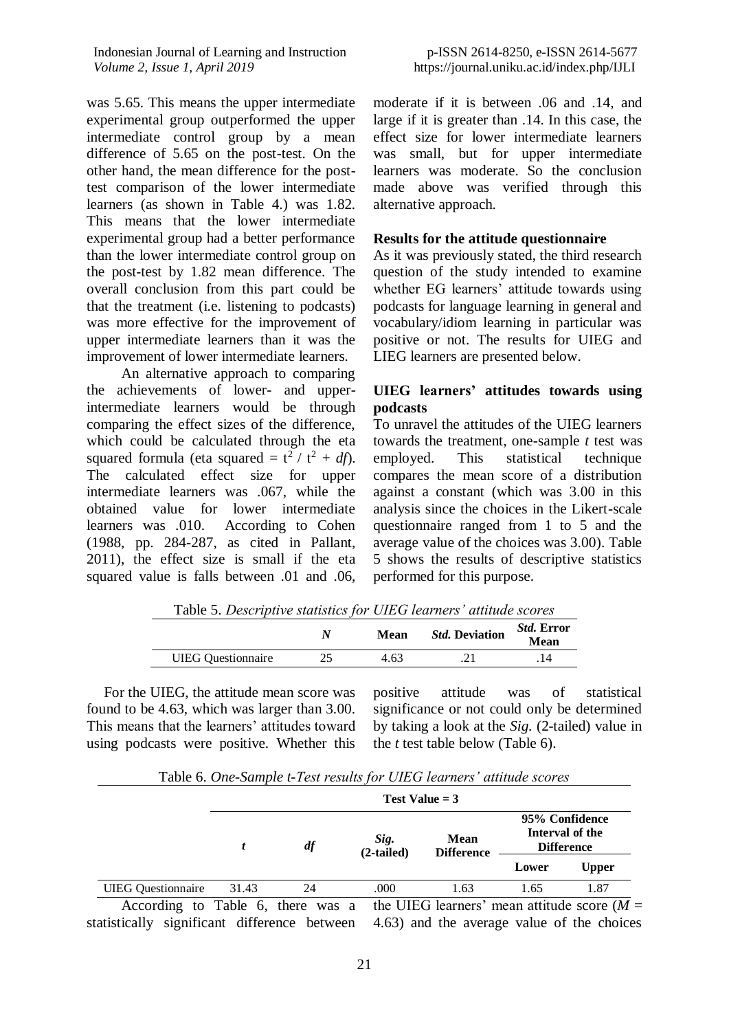was 5.65. This means the upper intermediate experimental group outperformed the upper intermediate control group by a mean difference of 5.65 on the post-test. On the other hand, the mean difference for the post-test comparison of the lower intermediate learners (as shown in Table 4.) was 1.82. This means that the lower intermediate experimental group had a better performance than the lower intermediate control group on the post-test by 1.82 mean difference. The overall conclusion from this part could be that the treatment (i.e. listening to podcasts) was more effective for the improvement of upper intermediate learners than it was the improvement of lower intermediate learners.

An alternative approach to comparing the achievements of lower- and upper-intermediate learners would be through comparing the effect sizes of the difference, which could be calculated through the eta squared formula (eta squared = $t^2$ / $t^2$ + *df*). The calculated effect size for upper intermediate learners was .067, while the obtained value for lower intermediate learners was .010. According to Cohen (1988, pp. 284-287, as cited in Pallant, 2011), the effect size is small if the eta squared value is falls between .01 and .06, moderate if it is between .06 and .14, and large if it is greater than .14. In this case, the effect size for lower intermediate learners was small, but for upper intermediate learners was moderate. So the conclusion made above was verified through this alternative approach.

**Results for the attitude questionnaire**

As it was previously stated, the third research question of the study intended to examine whether EG learners' attitude towards using podcasts for language learning in general and vocabulary/idiom learning in particular was positive or not. The results for UIEG and LIEG learners are presented below.

**UIEG learners' attitudes towards using podcasts**

To unravel the attitudes of the UIEG learners towards the treatment, one-sample *t* test was employed. This statistical technique compares the mean score of a distribution against a constant (which was 3.00 in this analysis since the choices in the Likert-scale questionnaire ranged from 1 to 5 and the average value of the choices was 3.00). Table 5 shows the results of descriptive statistics performed for this purpose.

Table 5. *Descriptive statistics for UIEG learners' attitude scores*

| | *N* | Mean | *Std.* Deviation | *Std.* Error Mean |
|---|---|---|---|---|
| UIEG Questionnaire | 25 | 4.63 | .21 | .14 |

For the UIEG, the attitude mean score was found to be 4.63, which was larger than 3.00. This means that the learners' attitudes toward using podcasts were positive. Whether this positive attitude was of statistical significance or not could only be determined by taking a look at the *Sig.* (2-tailed) value in the *t* test table below (Table 6).

Table 6. *One-Sample t-Test results for UIEG learners' attitude scores*

| | Test Value = 3 | | | | | |
|---|---|---|---|---|---|---|
| | *t* | *df* | *Sig.* (2-tailed) | Mean Difference | 95% Confidence Interval of the Difference | |
| | | | | | Lower | Upper |
| UIEG Questionnaire | 31.43 | 24 | .000 | 1.63 | 1.65 | 1.87 |

According to Table 6, there was a statistically significant difference between the UIEG learners' mean attitude score (*M* = 4.63) and the average value of the choices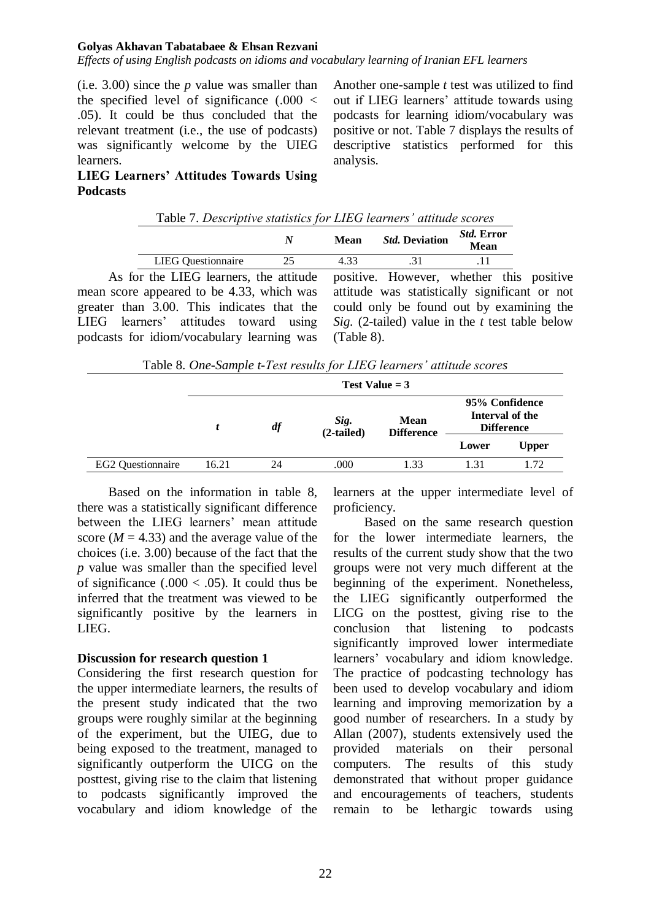(i.e. 3.00) since the *p* value was smaller than the specified level of significance (.000 < .05). It could be thus concluded that the relevant treatment (i.e., the use of podcasts) was significantly welcome by the UIEG learners.

**LIEG Learners' Attitudes Towards Using Podcasts**

Another one-sample *t* test was utilized to find out if LIEG learners' attitude towards using podcasts for learning idiom/vocabulary was positive or not. Table 7 displays the results of descriptive statistics performed for this analysis.

Table 7. *Descriptive statistics for LIEG learners' attitude scores*

| | *N* | Mean | *Std.* Deviation | *Std.* Error Mean |
|---|---|---|---|---|
| LIEG Questionnaire | 25 | 4.33 | .31 | .11 |

As for the LIEG learners, the attitude mean score appeared to be 4.33, which was greater than 3.00. This indicates that the LIEG learners' attitudes toward using podcasts for idiom/vocabulary learning was positive. However, whether this positive attitude was statistically significant or not could only be found out by examining the *Sig.* (2-tailed) value in the *t* test table below (Table 8).

Table 8. *One-Sample t-Test results for LIEG learners' attitude scores*

| | Test Value = 3 | | | | | |
|---|---|---|---|---|---|---|
| | *t* | *df* | *Sig.* (2-tailed) | Mean Difference | 95% Confidence Interval of the Difference | |
| | | | | | Lower | Upper |
| EG2 Questionnaire | 16.21 | 24 | .000 | 1.33 | 1.31 | 1.72 |

Based on the information in table 8, there was a statistically significant difference between the LIEG learners' mean attitude score ($M = 4.33$) and the average value of the choices (i.e. 3.00) because of the fact that the *p* value was smaller than the specified level of significance (.000 < .05). It could thus be inferred that the treatment was viewed to be significantly positive by the learners in LIEG.

**Discussion for research question 1**

Considering the first research question for the upper intermediate learners, the results of the present study indicated that the two groups were roughly similar at the beginning of the experiment, but the UIEG, due to being exposed to the treatment, managed to significantly outperform the UICG on the posttest, giving rise to the claim that listening to podcasts significantly improved the vocabulary and idiom knowledge of the learners at the upper intermediate level of proficiency.

Based on the same research question for the lower intermediate learners, the results of the current study show that the two groups were not very much different at the beginning of the experiment. Nonetheless, the LIEG significantly outperformed the LICG on the posttest, giving rise to the conclusion that listening to podcasts significantly improved lower intermediate learners' vocabulary and idiom knowledge. The practice of podcasting technology has been used to develop vocabulary and idiom learning and improving memorization by a good number of researchers. In a study by Allan (2007), students extensively used the provided materials on their personal computers. The results of this study demonstrated that without proper guidance and encouragements of teachers, students remain to be lethargic towards using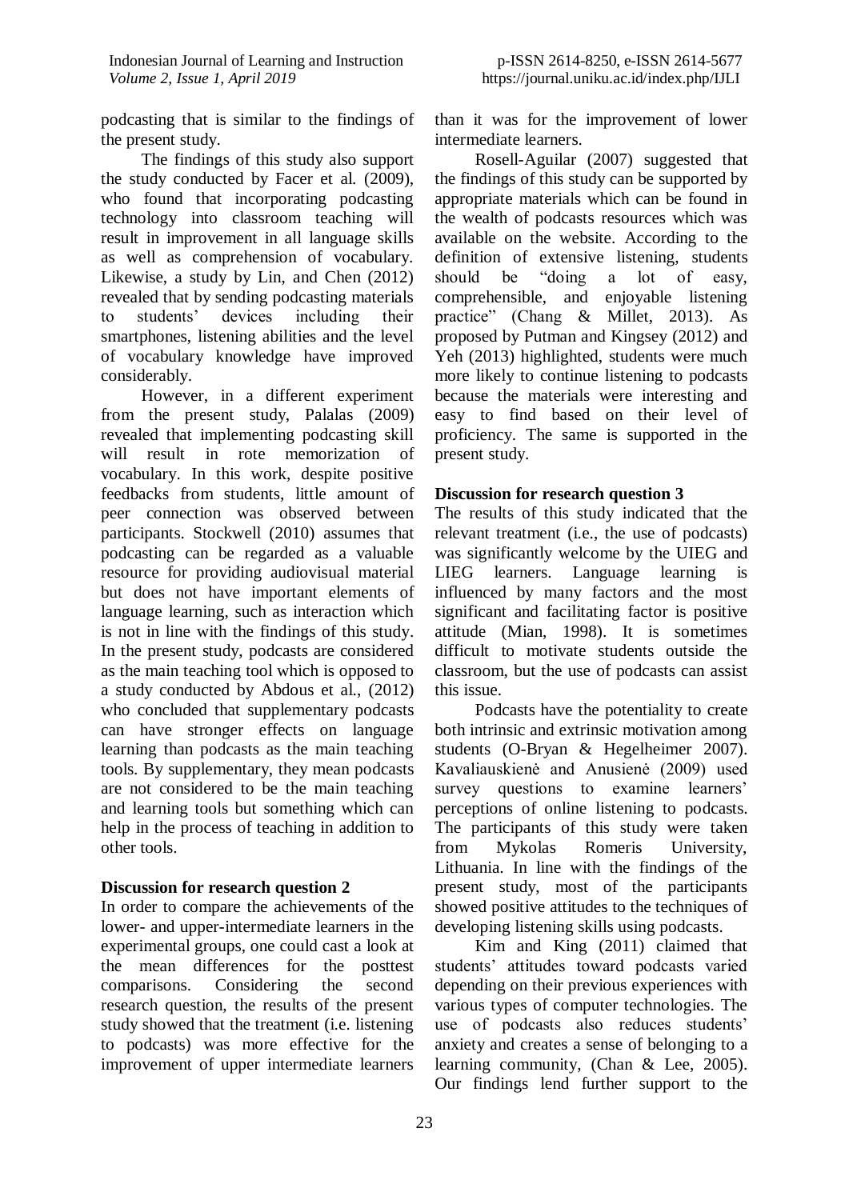podcasting that is similar to the findings of the present study.

The findings of this study also support the study conducted by Facer et al. (2009), who found that incorporating podcasting technology into classroom teaching will result in improvement in all language skills as well as comprehension of vocabulary. Likewise, a study by Lin, and Chen (2012) revealed that by sending podcasting materials to students' devices including their smartphones, listening abilities and the level of vocabulary knowledge have improved considerably.

However, in a different experiment from the present study, Palalas (2009) revealed that implementing podcasting skill will result in rote memorization of vocabulary. In this work, despite positive feedbacks from students, little amount of peer connection was observed between participants. Stockwell (2010) assumes that podcasting can be regarded as a valuable resource for providing audiovisual material but does not have important elements of language learning, such as interaction which is not in line with the findings of this study. In the present study, podcasts are considered as the main teaching tool which is opposed to a study conducted by Abdous et al., (2012) who concluded that supplementary podcasts can have stronger effects on language learning than podcasts as the main teaching tools. By supplementary, they mean podcasts are not considered to be the main teaching and learning tools but something which can help in the process of teaching in addition to other tools.

**Discussion for research question 2**

In order to compare the achievements of the lower- and upper-intermediate learners in the experimental groups, one could cast a look at the mean differences for the posttest comparisons. Considering the second research question, the results of the present study showed that the treatment (i.e. listening to podcasts) was more effective for the improvement of upper intermediate learners than it was for the improvement of lower intermediate learners.

Rosell-Aguilar (2007) suggested that the findings of this study can be supported by appropriate materials which can be found in the wealth of podcasts resources which was available on the website. According to the definition of extensive listening, students should be "doing a lot of easy, comprehensible, and enjoyable listening practice" (Chang & Millet, 2013). As proposed by Putman and Kingsey (2012) and Yeh (2013) highlighted, students were much more likely to continue listening to podcasts because the materials were interesting and easy to find based on their level of proficiency. The same is supported in the present study.

**Discussion for research question 3**

The results of this study indicated that the relevant treatment (i.e., the use of podcasts) was significantly welcome by the UIEG and LIEG learners. Language learning is influenced by many factors and the most significant and facilitating factor is positive attitude (Mian, 1998). It is sometimes difficult to motivate students outside the classroom, but the use of podcasts can assist this issue.

Podcasts have the potentiality to create both intrinsic and extrinsic motivation among students (O-Bryan & Hegelheimer 2007). Kavaliauskienė and Anusienė (2009) used survey questions to examine learners' perceptions of online listening to podcasts. The participants of this study were taken from Mykolas Romeris University, Lithuania. In line with the findings of the present study, most of the participants showed positive attitudes to the techniques of developing listening skills using podcasts.

Kim and King (2011) claimed that students' attitudes toward podcasts varied depending on their previous experiences with various types of computer technologies. The use of podcasts also reduces students' anxiety and creates a sense of belonging to a learning community, (Chan & Lee, 2005). Our findings lend further support to the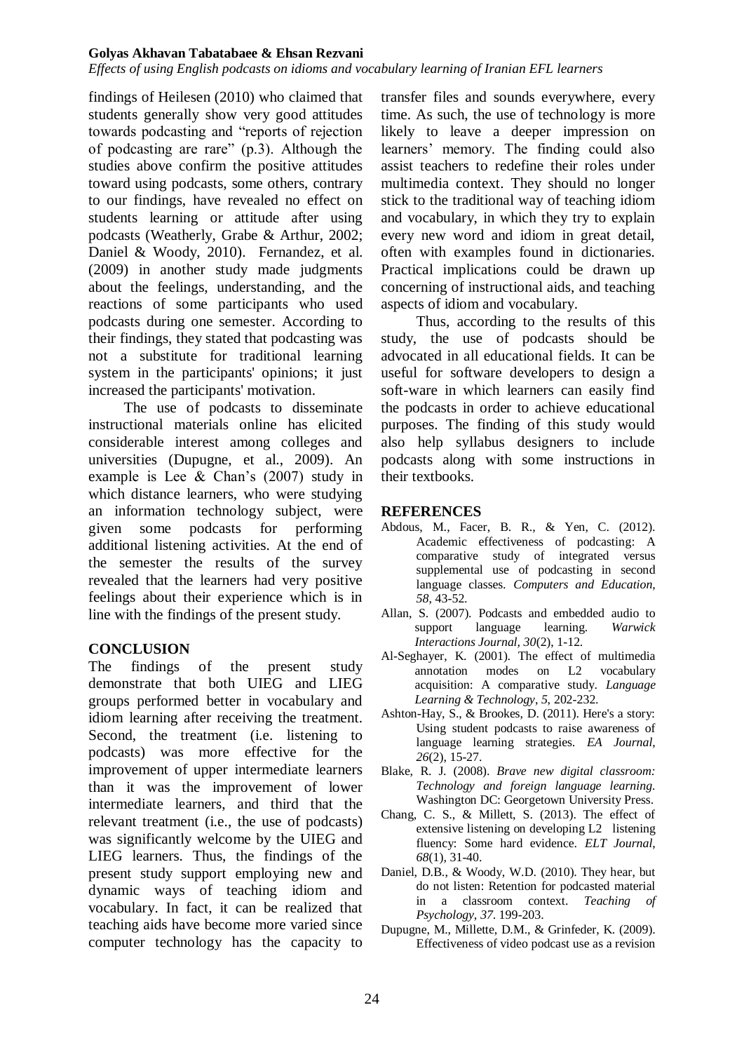findings of Heilesen (2010) who claimed that students generally show very good attitudes towards podcasting and "reports of rejection of podcasting are rare" (p.3). Although the studies above confirm the positive attitudes toward using podcasts, some others, contrary to our findings, have revealed no effect on students learning or attitude after using podcasts (Weatherly, Grabe & Arthur, 2002; Daniel & Woody, 2010). Fernandez, et al. (2009) in another study made judgments about the feelings, understanding, and the reactions of some participants who used podcasts during one semester. According to their findings, they stated that podcasting was not a substitute for traditional learning system in the participants' opinions; it just increased the participants' motivation.

The use of podcasts to disseminate instructional materials online has elicited considerable interest among colleges and universities (Dupugne, et al., 2009). An example is Lee & Chan's (2007) study in which distance learners, who were studying an information technology subject, were given some podcasts for performing additional listening activities. At the end of the semester the results of the survey revealed that the learners had very positive feelings about their experience which is in line with the findings of the present study.

## CONCLUSION

The findings of the present study demonstrate that both UIEG and LIEG groups performed better in vocabulary and idiom learning after receiving the treatment. Second, the treatment (i.e. listening to podcasts) was more effective for the improvement of upper intermediate learners than it was the improvement of lower intermediate learners, and third that the relevant treatment (i.e., the use of podcasts) was significantly welcome by the UIEG and LIEG learners. Thus, the findings of the present study support employing new and dynamic ways of teaching idiom and vocabulary. In fact, it can be realized that teaching aids have become more varied since computer technology has the capacity to transfer files and sounds everywhere, every time. As such, the use of technology is more likely to leave a deeper impression on learners' memory. The finding could also assist teachers to redefine their roles under multimedia context. They should no longer stick to the traditional way of teaching idiom and vocabulary, in which they try to explain every new word and idiom in great detail, often with examples found in dictionaries. Practical implications could be drawn up concerning of instructional aids, and teaching aspects of idiom and vocabulary.

Thus, according to the results of this study, the use of podcasts should be advocated in all educational fields. It can be useful for software developers to design a soft-ware in which learners can easily find the podcasts in order to achieve educational purposes. The finding of this study would also help syllabus designers to include podcasts along with some instructions in their textbooks.

## REFERENCES

Abdous, M., Facer, B. R., & Yen, C. (2012). Academic effectiveness of podcasting: A comparative study of integrated versus supplemental use of podcasting in second language classes. *Computers and Education*, *58*, 43-52.

Allan, S. (2007). Podcasts and embedded audio to support language learning. *Warwick Interactions Journal*, *30*(2), 1-12.

Al-Seghayer, K. (2001). The effect of multimedia annotation modes on L2 vocabulary acquisition: A comparative study. *Language Learning & Technology*, *5*, 202-232.

Ashton-Hay, S., & Brookes, D. (2011). Here's a story: Using student podcasts to raise awareness of language learning strategies. *EA Journal*, *26*(2), 15-27.

Blake, R. J. (2008). *Brave new digital classroom: Technology and foreign language learning*. Washington DC: Georgetown University Press.

Chang, C. S., & Millett, S. (2013). The effect of extensive listening on developing L2 listening fluency: Some hard evidence. *ELT Journal*, *68*(1), 31-40.

Daniel, D.B., & Woody, W.D. (2010). They hear, but do not listen: Retention for podcasted material in a classroom context. *Teaching of Psychology*, *37*. 199-203.

Dupugne, M., Millette, D.M., & Grinfeder, K. (2009). Effectiveness of video podcast use as a revision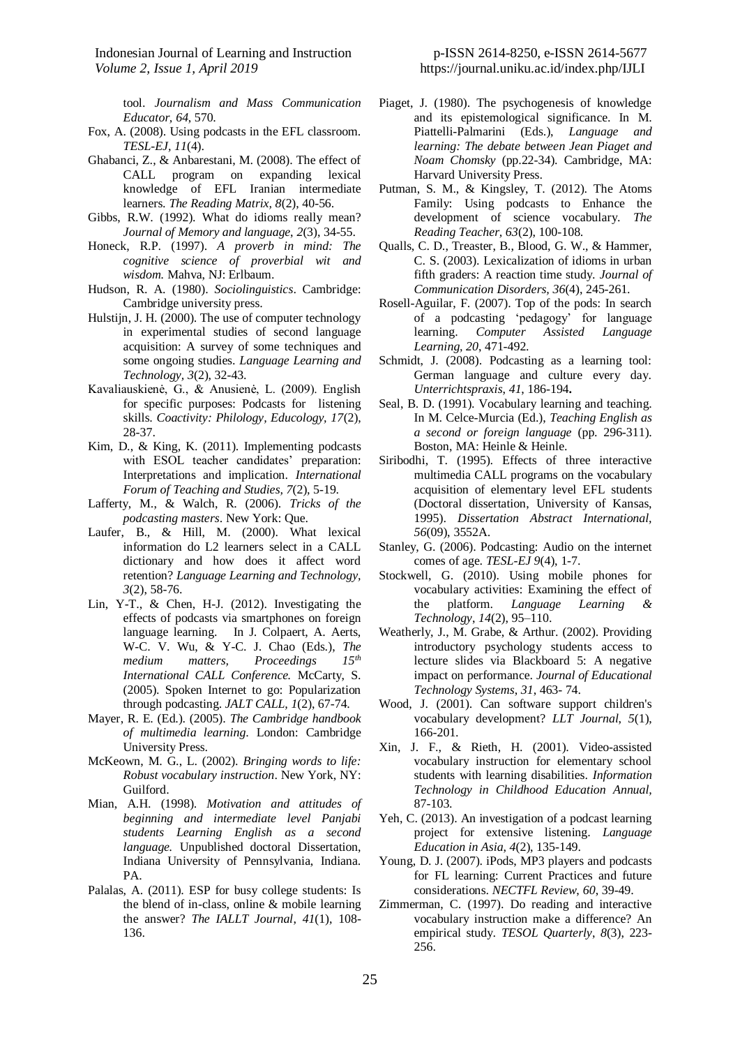tool. *Journalism and Mass Communication Educator, 64*, 570.

Fox, A. (2008). Using podcasts in the EFL classroom. *TESL-EJ, 11*(4).

Ghabanci, Z., & Anbarestani, M. (2008). The effect of CALL program on expanding lexical knowledge of EFL Iranian intermediate learners. *The Reading Matrix, 8*(2), 40-56.

Gibbs, R.W. (1992). What do idioms really mean? *Journal of Memory and language, 2*(3), 34-55.

Honeck, R.P. (1997). *A proverb in mind: The cognitive science of proverbial wit and wisdom.* Mahva, NJ: Erlbaum.

Hudson, R. A. (1980). *Sociolinguistics*. Cambridge: Cambridge university press.

Hulstijn, J. H. (2000). The use of computer technology in experimental studies of second language acquisition: A survey of some techniques and some ongoing studies. *Language Learning and Technology, 3*(2), 32-43.

Kavaliauskienė, G., & Anusienė, L. (2009). English for specific purposes: Podcasts for listening skills. *Coactivity: Philology, Educology, 17*(2), 28-37.

Kim, D., & King, K. (2011). Implementing podcasts with ESOL teacher candidates' preparation: Interpretations and implication. *International Forum of Teaching and Studies, 7*(2), 5-19.

Lafferty, M., & Walch, R. (2006). *Tricks of the podcasting masters*. New York: Que.

Laufer, B., & Hill, M. (2000). What lexical information do L2 learners select in a CALL dictionary and how does it affect word retention? *Language Learning and Technology, 3*(2), 58-76.

Lin, Y-T., & Chen, H-J. (2012). Investigating the effects of podcasts via smartphones on foreign language learning. In J. Colpaert, A. Aerts, W-C. V. Wu, & Y-C. J. Chao (Eds.), *The medium matters, Proceedings 15th International CALL Conference.* McCarty, S. (2005). Spoken Internet to go: Popularization through podcasting. *JALT CALL, 1*(2), 67-74.

Mayer, R. E. (Ed.). (2005). *The Cambridge handbook of multimedia learning.* London: Cambridge University Press.

McKeown, M. G., L. (2002). *Bringing words to life: Robust vocabulary instruction*. New York, NY: Guilford.

Mian, A.H. (1998). *Motivation and attitudes of beginning and intermediate level Panjabi students Learning English as a second language.* Unpublished doctoral Dissertation, Indiana University of Pennsylvania, Indiana. PA.

Palalas, A. (2011). ESP for busy college students: Is the blend of in-class, online & mobile learning the answer? *The IALLT Journal, 41*(1), 108-136.

Piaget, J. (1980). The psychogenesis of knowledge and its epistemological significance. In M. Piattelli-Palmarini (Eds.), *Language and learning: The debate between Jean Piaget and Noam Chomsky* (pp.22-34). Cambridge, MA: Harvard University Press.

Putman, S. M., & Kingsley, T. (2012). The Atoms Family: Using podcasts to Enhance the development of science vocabulary. *The Reading Teacher, 63*(2), 100-108.

Qualls, C. D., Treaster, B., Blood, G. W., & Hammer, C. S. (2003). Lexicalization of idioms in urban fifth graders: A reaction time study. *Journal of Communication Disorders, 36*(4), 245-261.

Rosell-Aguilar, F. (2007). Top of the pods: In search of a podcasting 'pedagogy' for language learning. *Computer Assisted Language Learning, 20*, 471-492.

Schmidt, J. (2008). Podcasting as a learning tool: German language and culture every day. *Unterrichtspraxis, 41*, 186-194**.**

Seal, B. D. (1991). Vocabulary learning and teaching. In M. Celce-Murcia (Ed.), *Teaching English as a second or foreign language* (pp. 296-311). Boston, MA: Heinle & Heinle.

Siribodhi, T. (1995). Effects of three interactive multimedia CALL programs on the vocabulary acquisition of elementary level EFL students (Doctoral dissertation, University of Kansas, 1995). *Dissertation Abstract International, 56*(09), 3552A.

Stanley, G. (2006). Podcasting: Audio on the internet comes of age. *TESL-EJ 9*(4), 1-7.

Stockwell, G. (2010). Using mobile phones for vocabulary activities: Examining the effect of the platform. *Language Learning & Technology, 14*(2), 95–110.

Weatherly, J., M. Grabe, & Arthur. (2002). Providing introductory psychology students access to lecture slides via Blackboard 5: A negative impact on performance. *Journal of Educational Technology Systems, 31*, 463- 74.

Wood, J. (2001). Can software support children's vocabulary development? *LLT Journal, 5*(1), 166-201.

Xin, J. F., & Rieth, H. (2001). Video-assisted vocabulary instruction for elementary school students with learning disabilities. *Information Technology in Childhood Education Annual*, 87-103.

Yeh, C. (2013). An investigation of a podcast learning project for extensive listening. *Language Education in Asia, 4*(2), 135-149.

Young, D. J. (2007). iPods, MP3 players and podcasts for FL learning: Current Practices and future considerations. *NECTFL Review, 60*, 39-49.

Zimmerman, C. (1997). Do reading and interactive vocabulary instruction make a difference? An empirical study. *TESOL Quarterly, 8*(3), 223-256.